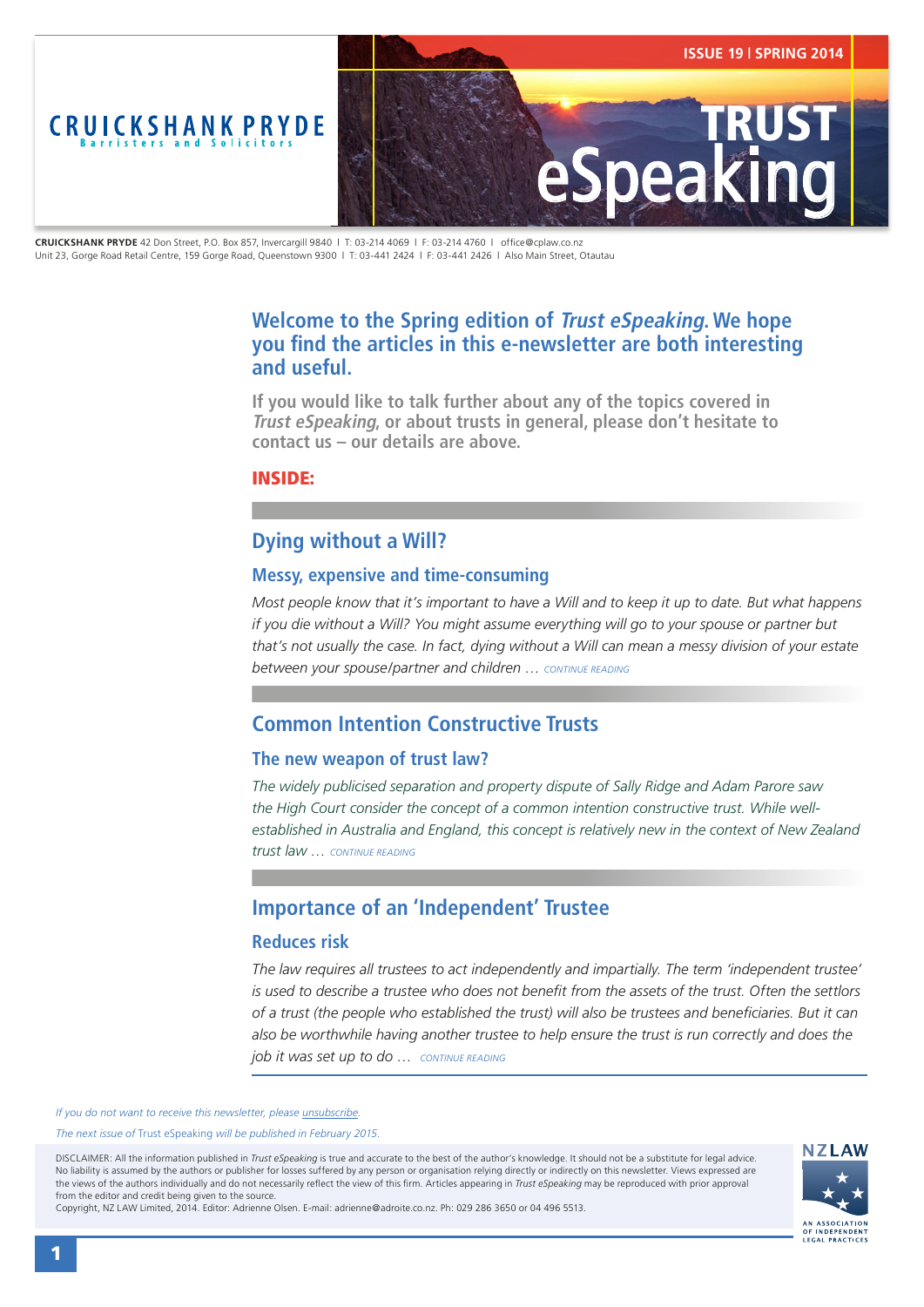CRUICKSHANK PRYDE
Barristers and Solicitors

ISSUE 19 | SPRING 2014

# TRUST eSpeaking

**CRUICKSHANK PRYDE** 42 Don Street, P.O. Box 857, Invercargill 9840 | T: 03-214 4069 | F: 03-214 4760 | office@cplaw.co.nz
Unit 23, Gorge Road Retail Centre, 159 Gorge Road, Queenstown 9300 | T: 03-441 2424 | F: 03-441 2426 | Also Main Street, Otautau

## Welcome to the Spring edition of *Trust eSpeaking*. We hope you find the articles in this e-newsletter are both interesting and useful.

**If you would like to talk further about any of the topics covered in *Trust eSpeaking*, or about trusts in general, please don't hesitate to contact us – our details are above.**

**INSIDE:**

## Dying without a Will?

### Messy, expensive and time-consuming

*Most people know that it's important to have a Will and to keep it up to date. But what happens if you die without a Will? You might assume everything will go to your spouse or partner but that's not usually the case. In fact, dying without a Will can mean a messy division of your estate between your spouse/partner and children …* CONTINUE READING

## Common Intention Constructive Trusts

### The new weapon of trust law?

*The widely publicised separation and property dispute of Sally Ridge and Adam Parore saw the High Court consider the concept of a common intention constructive trust. While well-established in Australia and England, this concept is relatively new in the context of New Zealand trust law …* CONTINUE READING

## Importance of an 'Independent' Trustee

### Reduces risk

*The law requires all trustees to act independently and impartially. The term 'independent trustee' is used to describe a trustee who does not benefit from the assets of the trust. Often the settlors of a trust (the people who established the trust) will also be trustees and beneficiaries. But it can also be worthwhile having another trustee to help ensure the trust is run correctly and does the job it was set up to do …* CONTINUE READING

*If you do not want to receive this newsletter, please unsubscribe.*

*The next issue of* Trust eSpeaking *will be published in February 2015.*

DISCLAIMER: All the information published in *Trust eSpeaking* is true and accurate to the best of the author's knowledge. It should not be a substitute for legal advice. No liability is assumed by the authors or publisher for losses suffered by any person or organisation relying directly or indirectly on this newsletter. Views expressed are the views of the authors individually and do not necessarily reflect the view of this firm. Articles appearing in *Trust eSpeaking* may be reproduced with prior approval from the editor and credit being given to the source.
Copyright, NZ LAW Limited, 2014. Editor: Adrienne Olsen. E-mail: adrienne@adroite.co.nz. Ph: 029 286 3650 or 04 496 5513.

NZLAW
AN ASSOCIATION OF INDEPENDENT LEGAL PRACTICES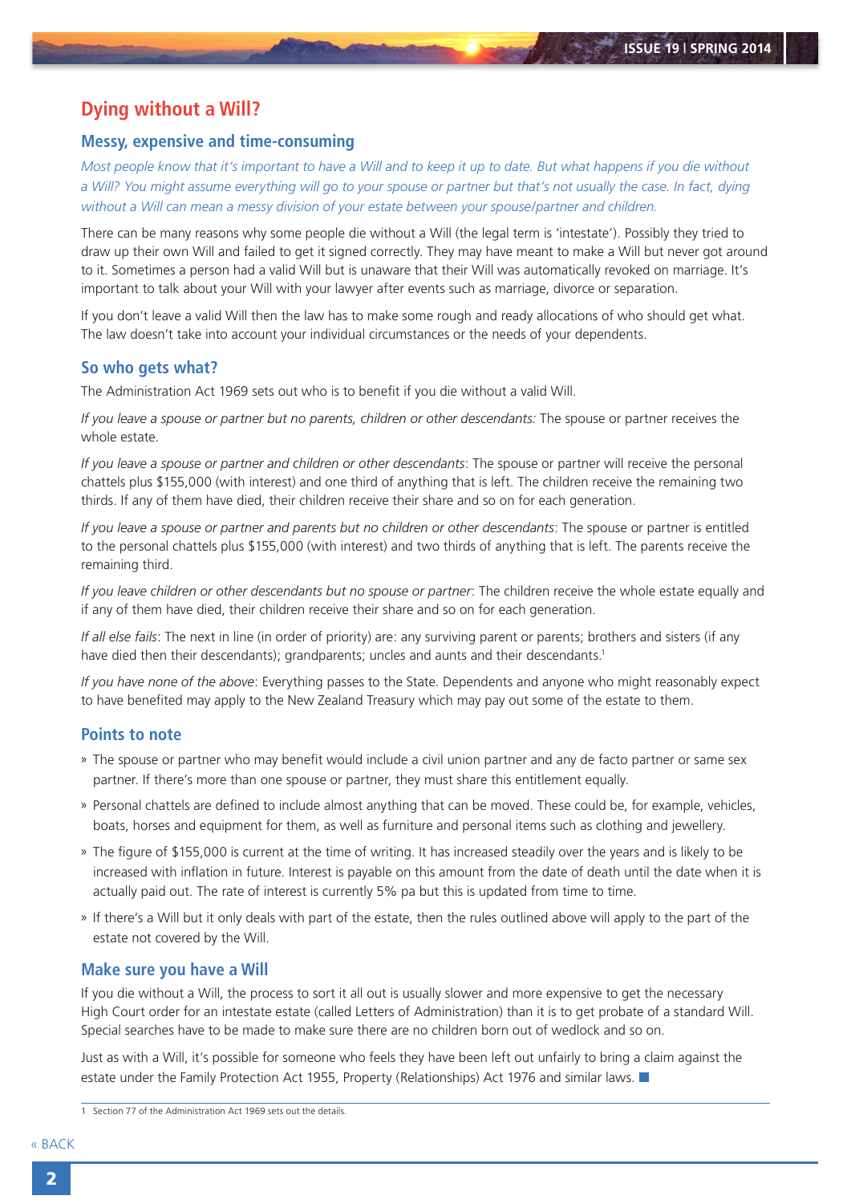## Dying without a Will?

### Messy, expensive and time-consuming

*Most people know that it's important to have a Will and to keep it up to date. But what happens if you die without a Will? You might assume everything will go to your spouse or partner but that's not usually the case. In fact, dying without a Will can mean a messy division of your estate between your spouse/partner and children.*

There can be many reasons why some people die without a Will (the legal term is 'intestate'). Possibly they tried to draw up their own Will and failed to get it signed correctly. They may have meant to make a Will but never got around to it. Sometimes a person had a valid Will but is unaware that their Will was automatically revoked on marriage. It's important to talk about your Will with your lawyer after events such as marriage, divorce or separation.

If you don't leave a valid Will then the law has to make some rough and ready allocations of who should get what. The law doesn't take into account your individual circumstances or the needs of your dependents.

### So who gets what?

The Administration Act 1969 sets out who is to benefit if you die without a valid Will.

*If you leave a spouse or partner but no parents, children or other descendants:* The spouse or partner receives the whole estate.

*If you leave a spouse or partner and children or other descendants*: The spouse or partner will receive the personal chattels plus $155,000 (with interest) and one third of anything that is left. The children receive the remaining two thirds. If any of them have died, their children receive their share and so on for each generation.

*If you leave a spouse or partner and parents but no children or other descendants*: The spouse or partner is entitled to the personal chattels plus $155,000 (with interest) and two thirds of anything that is left. The parents receive the remaining third.

*If you leave children or other descendants but no spouse or partner*: The children receive the whole estate equally and if any of them have died, their children receive their share and so on for each generation.

*If all else fails*: The next in line (in order of priority) are: any surviving parent or parents; brothers and sisters (if any have died then their descendants); grandparents; uncles and aunts and their descendants.[1]

*If you have none of the above*: Everything passes to the State. Dependents and anyone who might reasonably expect to have benefited may apply to the New Zealand Treasury which may pay out some of the estate to them.

### Points to note

» The spouse or partner who may benefit would include a civil union partner and any de facto partner or same sex partner. If there's more than one spouse or partner, they must share this entitlement equally.

» Personal chattels are defined to include almost anything that can be moved. These could be, for example, vehicles, boats, horses and equipment for them, as well as furniture and personal items such as clothing and jewellery.

» The figure of $155,000 is current at the time of writing. It has increased steadily over the years and is likely to be increased with inflation in future. Interest is payable on this amount from the date of death until the date when it is actually paid out. The rate of interest is currently 5% pa but this is updated from time to time.

» If there's a Will but it only deals with part of the estate, then the rules outlined above will apply to the part of the estate not covered by the Will.

### Make sure you have a Will

If you die without a Will, the process to sort it all out is usually slower and more expensive to get the necessary High Court order for an intestate estate (called Letters of Administration) than it is to get probate of a standard Will. Special searches have to be made to make sure there are no children born out of wedlock and so on.

Just as with a Will, it's possible for someone who feels they have been left out unfairly to bring a claim against the estate under the Family Protection Act 1955, Property (Relationships) Act 1976 and similar laws. ■

1 Section 77 of the Administration Act 1969 sets out the details.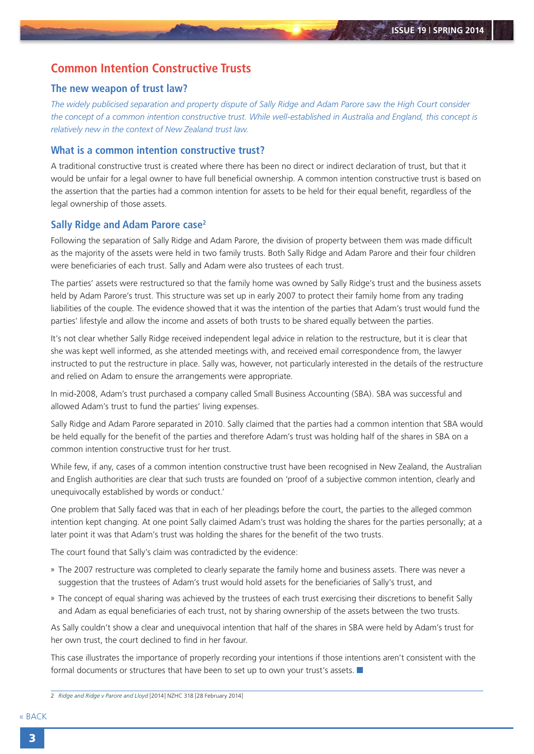# Common Intention Constructive Trusts

## The new weapon of trust law?

*The widely publicised separation and property dispute of Sally Ridge and Adam Parore saw the High Court consider the concept of a common intention constructive trust. While well-established in Australia and England, this concept is relatively new in the context of New Zealand trust law.*

## What is a common intention constructive trust?

A traditional constructive trust is created where there has been no direct or indirect declaration of trust, but that it would be unfair for a legal owner to have full beneficial ownership. A common intention constructive trust is based on the assertion that the parties had a common intention for assets to be held for their equal benefit, regardless of the legal ownership of those assets.

## Sally Ridge and Adam Parore case[2]

Following the separation of Sally Ridge and Adam Parore, the division of property between them was made difficult as the majority of the assets were held in two family trusts. Both Sally Ridge and Adam Parore and their four children were beneficiaries of each trust. Sally and Adam were also trustees of each trust.

The parties' assets were restructured so that the family home was owned by Sally Ridge's trust and the business assets held by Adam Parore's trust. This structure was set up in early 2007 to protect their family home from any trading liabilities of the couple. The evidence showed that it was the intention of the parties that Adam's trust would fund the parties' lifestyle and allow the income and assets of both trusts to be shared equally between the parties.

It's not clear whether Sally Ridge received independent legal advice in relation to the restructure, but it is clear that she was kept well informed, as she attended meetings with, and received email correspondence from, the lawyer instructed to put the restructure in place. Sally was, however, not particularly interested in the details of the restructure and relied on Adam to ensure the arrangements were appropriate.

In mid-2008, Adam's trust purchased a company called Small Business Accounting (SBA). SBA was successful and allowed Adam's trust to fund the parties' living expenses.

Sally Ridge and Adam Parore separated in 2010. Sally claimed that the parties had a common intention that SBA would be held equally for the benefit of the parties and therefore Adam's trust was holding half of the shares in SBA on a common intention constructive trust for her trust.

While few, if any, cases of a common intention constructive trust have been recognised in New Zealand, the Australian and English authorities are clear that such trusts are founded on 'proof of a subjective common intention, clearly and unequivocally established by words or conduct.'

One problem that Sally faced was that in each of her pleadings before the court, the parties to the alleged common intention kept changing. At one point Sally claimed Adam's trust was holding the shares for the parties personally; at a later point it was that Adam's trust was holding the shares for the benefit of the two trusts.

The court found that Sally's claim was contradicted by the evidence:

- The 2007 restructure was completed to clearly separate the family home and business assets. There was never a suggestion that the trustees of Adam's trust would hold assets for the beneficiaries of Sally's trust, and
- The concept of equal sharing was achieved by the trustees of each trust exercising their discretions to benefit Sally and Adam as equal beneficiaries of each trust, not by sharing ownership of the assets between the two trusts.

As Sally couldn't show a clear and unequivocal intention that half of the shares in SBA were held by Adam's trust for her own trust, the court declined to find in her favour.

This case illustrates the importance of properly recording your intentions if those intentions aren't consistent with the formal documents or structures that have been to set up to own your trust's assets. ■

---

2 *Ridge and Ridge v Parore and Lloyd* [2014] NZHC 318 [28 February 2014]

« BACK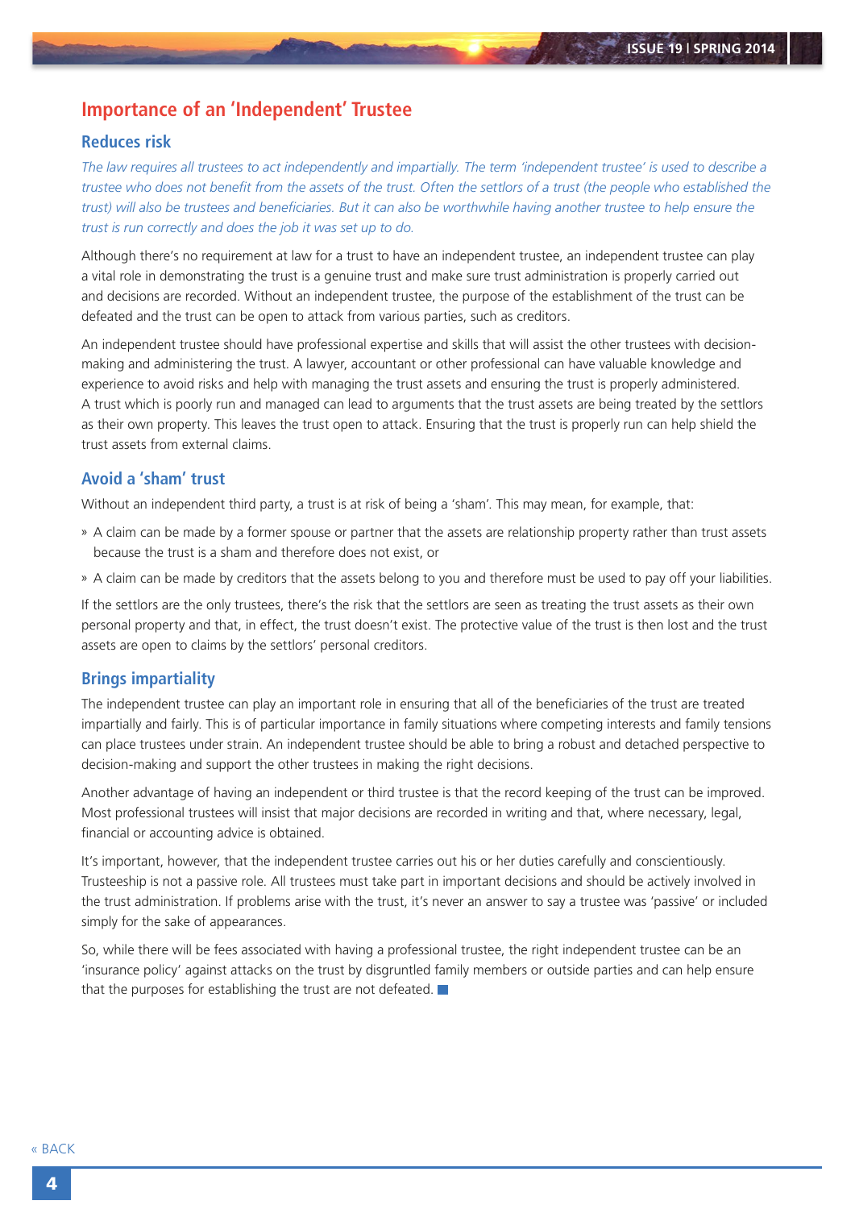# Importance of an 'Independent' Trustee

## Reduces risk

*The law requires all trustees to act independently and impartially. The term 'independent trustee' is used to describe a trustee who does not benefit from the assets of the trust. Often the settlors of a trust (the people who established the trust) will also be trustees and beneficiaries. But it can also be worthwhile having another trustee to help ensure the trust is run correctly and does the job it was set up to do.*

Although there's no requirement at law for a trust to have an independent trustee, an independent trustee can play a vital role in demonstrating the trust is a genuine trust and make sure trust administration is properly carried out and decisions are recorded. Without an independent trustee, the purpose of the establishment of the trust can be defeated and the trust can be open to attack from various parties, such as creditors.

An independent trustee should have professional expertise and skills that will assist the other trustees with decision-making and administering the trust. A lawyer, accountant or other professional can have valuable knowledge and experience to avoid risks and help with managing the trust assets and ensuring the trust is properly administered. A trust which is poorly run and managed can lead to arguments that the trust assets are being treated by the settlors as their own property. This leaves the trust open to attack. Ensuring that the trust is properly run can help shield the trust assets from external claims.

## Avoid a 'sham' trust

Without an independent third party, a trust is at risk of being a 'sham'. This may mean, for example, that:

- A claim can be made by a former spouse or partner that the assets are relationship property rather than trust assets because the trust is a sham and therefore does not exist, or
- A claim can be made by creditors that the assets belong to you and therefore must be used to pay off your liabilities.

If the settlors are the only trustees, there's the risk that the settlors are seen as treating the trust assets as their own personal property and that, in effect, the trust doesn't exist. The protective value of the trust is then lost and the trust assets are open to claims by the settlors' personal creditors.

## Brings impartiality

The independent trustee can play an important role in ensuring that all of the beneficiaries of the trust are treated impartially and fairly. This is of particular importance in family situations where competing interests and family tensions can place trustees under strain. An independent trustee should be able to bring a robust and detached perspective to decision-making and support the other trustees in making the right decisions.

Another advantage of having an independent or third trustee is that the record keeping of the trust can be improved. Most professional trustees will insist that major decisions are recorded in writing and that, where necessary, legal, financial or accounting advice is obtained.

It's important, however, that the independent trustee carries out his or her duties carefully and conscientiously. Trusteeship is not a passive role. All trustees must take part in important decisions and should be actively involved in the trust administration. If problems arise with the trust, it's never an answer to say a trustee was 'passive' or included simply for the sake of appearances.

So, while there will be fees associated with having a professional trustee, the right independent trustee can be an 'insurance policy' against attacks on the trust by disgruntled family members or outside parties and can help ensure that the purposes for establishing the trust are not defeated.